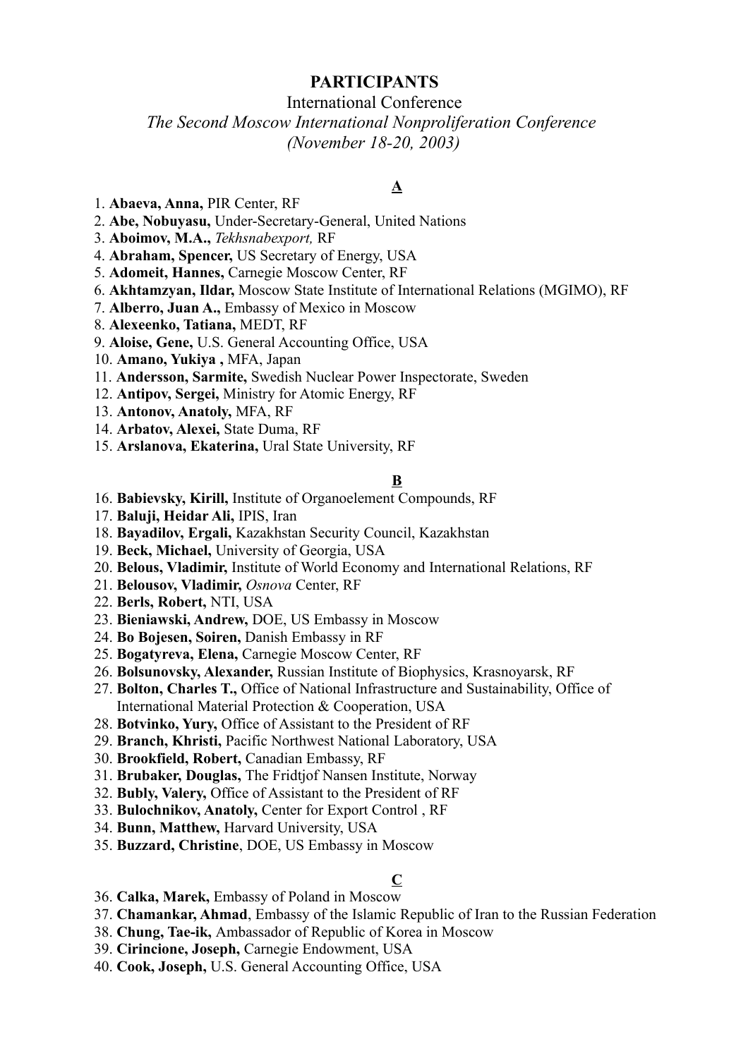# PARTICIPANTS

International Conference

*The Second Moscow International Nonproliferation Conference*

*(November 18-20, 2003)*

## A

1. **Abaeva, Anna,** PIR Center, RF
2. **Abe, Nobuyasu,** Under-Secretary-General, United Nations
3. **Aboimov, M.A.,** *Tekhsnabexport,* RF
4. **Abraham, Spencer,** US Secretary of Energy, USA
5. **Adomeit, Hannes,** Carnegie Moscow Center, RF
6. **Akhtamzyan, Ildar,** Moscow State Institute of International Relations (MGIMO), RF
7. **Alberro, Juan A.,** Embassy of Mexico in Moscow
8. **Alexeenko, Tatiana,** MEDT, RF
9. **Aloise, Gene,** U.S. General Accounting Office, USA
10. **Amano, Yukiya ,** MFA, Japan
11. **Andersson, Sarmite,** Swedish Nuclear Power Inspectorate, Sweden
12. **Antipov, Sergei,** Ministry for Atomic Energy, RF
13. **Antonov, Anatoly,** MFA, RF
14. **Arbatov, Alexei,** State Duma, RF
15. **Arslanova, Ekaterina,** Ural State University, RF

## B

16. **Babievsky, Kirill,** Institute of Organoelement Compounds, RF
17. **Baluji, Heidar Ali,** IPIS, Iran
18. **Bayadilov, Ergali,** Kazakhstan Security Council, Kazakhstan
19. **Beck, Michael,** University of Georgia, USA
20. **Belous, Vladimir,** Institute of World Economy and International Relations, RF
21. **Belousov, Vladimir,** *Osnova* Center, RF
22. **Berls, Robert,** NTI, USA
23. **Bieniawski, Andrew,** DOE, US Embassy in Moscow
24. **Bo Bojesen, Soiren,** Danish Embassy in RF
25. **Bogatyreva, Elena,** Carnegie Moscow Center, RF
26. **Bolsunovsky, Alexander,** Russian Institute of Biophysics, Krasnoyarsk, RF
27. **Bolton, Charles T.,** Office of National Infrastructure and Sustainability, Office of International Material Protection & Cooperation, USA
28. **Botvinko, Yury,** Office of Assistant to the President of RF
29. **Branch, Khristi,** Pacific Northwest National Laboratory, USA
30. **Brookfield, Robert,** Canadian Embassy, RF
31. **Brubaker, Douglas,** The Fridtjof Nansen Institute, Norway
32. **Bubly, Valery,** Office of Assistant to the President of RF
33. **Bulochnikov, Anatoly,** Center for Export Control , RF
34. **Bunn, Matthew,** Harvard University, USA
35. **Buzzard, Christine**, DOE, US Embassy in Moscow

## C

36. **Calka, Marek,** Embassy of Poland in Moscow
37. **Chamankar, Ahmad**, Embassy of the Islamic Republic of Iran to the Russian Federation
38. **Chung, Tae-ik,** Ambassador of Republic of Korea in Moscow
39. **Cirincione, Joseph,** Carnegie Endowment, USA
40. **Cook, Joseph,** U.S. General Accounting Office, USA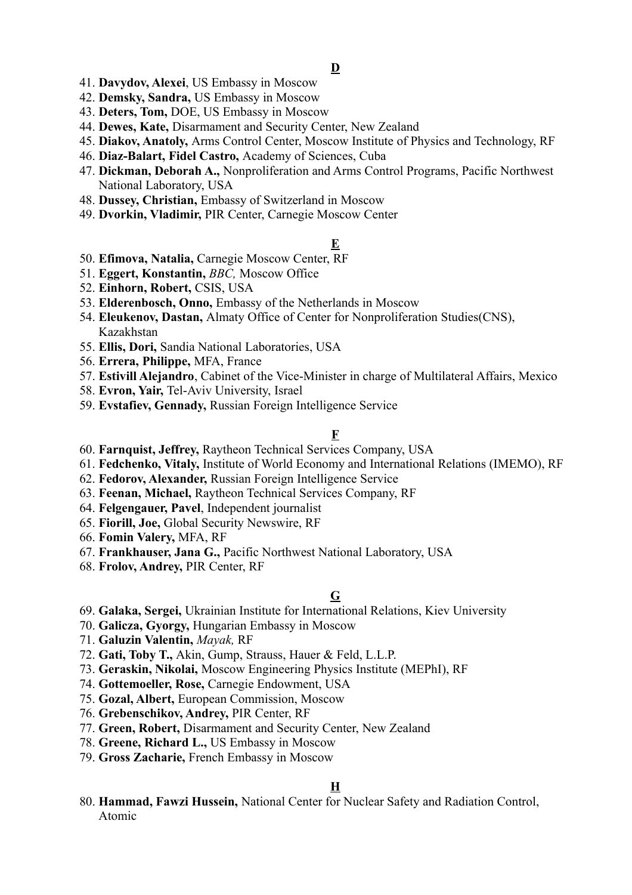**D**

41. **Davydov, Alexei**, US Embassy in Moscow
42. **Demsky, Sandra,** US Embassy in Moscow
43. **Deters, Tom,** DOE, US Embassy in Moscow
44. **Dewes, Kate,** Disarmament and Security Center, New Zealand
45. **Diakov, Anatoly,** Arms Control Center, Moscow Institute of Physics and Technology, RF
46. **Diaz-Balart, Fidel Castro,** Academy of Sciences, Cuba
47. **Dickman, Deborah A.,** Nonproliferation and Arms Control Programs, Pacific Northwest National Laboratory, USA
48. **Dussey, Christian,** Embassy of Switzerland in Moscow
49. **Dvorkin, Vladimir,** PIR Center, Carnegie Moscow Center

**E**

50. **Efimova, Natalia,** Carnegie Moscow Center, RF
51. **Eggert, Konstantin,** *BBC,* Moscow Office
52. **Einhorn, Robert,** CSIS, USA
53. **Elderenbosch, Onno,** Embassy of the Netherlands in Moscow
54. **Eleukenov, Dastan,** Almaty Office of Center for Nonproliferation Studies(CNS), Kazakhstan
55. **Ellis, Dori,** Sandia National Laboratories, USA
56. **Errera, Philippe,** MFA, France
57. **Estivill Alejandro**, Cabinet of the Vice-Minister in charge of Multilateral Affairs, Mexico
58. **Evron, Yair,** Tel-Aviv University, Israel
59. **Evstafiev, Gennady,** Russian Foreign Intelligence Service

**F**

60. **Farnquist, Jeffrey,** Raytheon Technical Services Company, USA
61. **Fedchenko, Vitaly,** Institute of World Economy and International Relations (IMEMO), RF
62. **Fedorov, Alexander,** Russian Foreign Intelligence Service
63. **Feenan, Michael,** Raytheon Technical Services Company, RF
64. **Felgengauer, Pavel**, Independent journalist
65. **Fiorill, Joe,** Global Security Newswire, RF
66. **Fomin Valery,** MFA, RF
67. **Frankhauser, Jana G.,** Pacific Northwest National Laboratory, USA
68. **Frolov, Andrey,** PIR Center, RF

**G**

69. **Galaka, Sergei,** Ukrainian Institute for International Relations, Kiev University
70. **Galicza, Gyorgy,** Hungarian Embassy in Moscow
71. **Galuzin Valentin,** *Mayak,* RF
72. **Gati, Toby T.,** Akin, Gump, Strauss, Hauer & Feld, L.L.P.
73. **Geraskin, Nikolai,** Moscow Engineering Physics Institute (MEPhI), RF
74. **Gottemoeller, Rose,** Carnegie Endowment, USA
75. **Gozal, Albert,** European Commission, Moscow
76. **Grebenschikov, Andrey,** PIR Center, RF
77. **Green, Robert,** Disarmament and Security Center, New Zealand
78. **Greene, Richard L.,** US Embassy in Moscow
79. **Gross Zacharie,** French Embassy in Moscow

**H**

80. **Hammad, Fawzi Hussein,** National Center for Nuclear Safety and Radiation Control, Atomic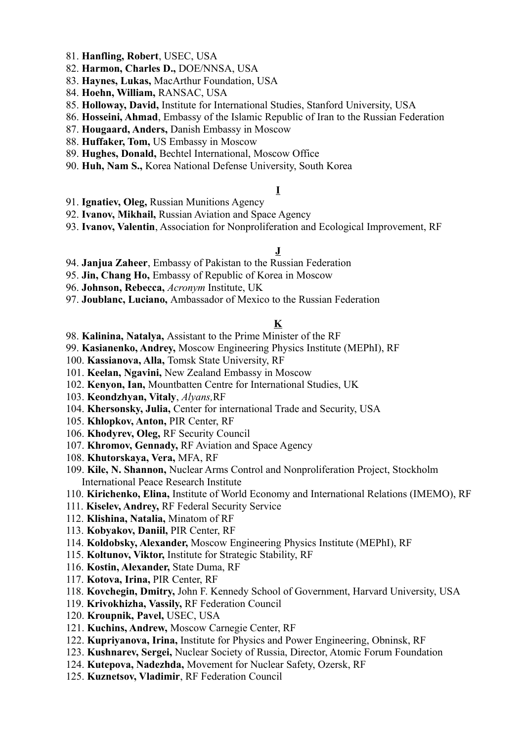81. **Hanfling, Robert**, USEC, USA
82. **Harmon, Charles D.,** DOE/NNSA, USA
83. **Haynes, Lukas,** MacArthur Foundation, USA
84. **Hoehn, William,** RANSAC, USA
85. **Holloway, David,** Institute for International Studies, Stanford University, USA
86. **Hosseini, Ahmad**, Embassy of the Islamic Republic of Iran to the Russian Federation
87. **Hougaard, Anders,** Danish Embassy in Moscow
88. **Huffaker, Tom,** US Embassy in Moscow
89. **Hughes, Donald,** Bechtel International, Moscow Office
90. **Huh, Nam S.,** Korea National Defense University, South Korea

**I**

91. **Ignatiev, Oleg,** Russian Munitions Agency
92. **Ivanov, Mikhail,** Russian Aviation and Space Agency
93. **Ivanov, Valentin**, Association for Nonproliferation and Ecological Improvement, RF

**J**

94. **Janjua Zaheer**, Embassy of Pakistan to the Russian Federation
95. **Jin, Chang Ho,** Embassy of Republic of Korea in Moscow
96. **Johnson, Rebecca,** *Acronym* Institute, UK
97. **Joublanc, Luciano,** Ambassador of Mexico to the Russian Federation

**K**

98. **Kalinina, Natalya,** Assistant to the Prime Minister of the RF
99. **Kasianenko, Andrey,** Moscow Engineering Physics Institute (MEPhI), RF
100. **Kassianova, Alla,** Tomsk State University, RF
101. **Keelan, Ngavini,** New Zealand Embassy in Moscow
102. **Kenyon, Ian,** Mountbatten Centre for International Studies, UK
103. **Keondzhyan, Vitaly**, *Alyans,*RF
104. **Khersonsky, Julia,** Center for international Trade and Security, USA
105. **Khlopkov, Anton,** PIR Center, RF
106. **Khodyrev, Oleg,** RF Security Council
107. **Khromov, Gennady,** RF Aviation and Space Agency
108. **Khutorskaya, Vera,** MFA, RF
109. **Kile, N. Shannon,** Nuclear Arms Control and Nonproliferation Project, Stockholm International Peace Research Institute
110. **Kirichenko, Elina,** Institute of World Economy and International Relations (IMEMO), RF
111. **Kiselev, Andrey,** RF Federal Security Service
112. **Klishina, Natalia,** Minatom of RF
113. **Kobyakov, Daniil,** PIR Center, RF
114. **Koldobsky, Alexander,** Moscow Engineering Physics Institute (MEPhI), RF
115. **Koltunov, Viktor,** Institute for Strategic Stability, RF
116. **Kostin, Alexander,** State Duma, RF
117. **Kotova, Irina,** PIR Center, RF
118. **Kovchegin, Dmitry,** John F. Kennedy School of Government, Harvard University, USA
119. **Krivokhizha, Vassily,** RF Federation Council
120. **Kroupnik, Pavel,** USEC, USA
121. **Kuchins, Andrew,** Moscow Carnegie Center, RF
122. **Kupriyanova, Irina,** Institute for Physics and Power Engineering, Obninsk, RF
123. **Kushnarev, Sergei,** Nuclear Society of Russia, Director, Atomic Forum Foundation
124. **Kutepova, Nadezhda,** Movement for Nuclear Safety, Ozersk, RF
125. **Kuznetsov, Vladimir**, RF Federation Council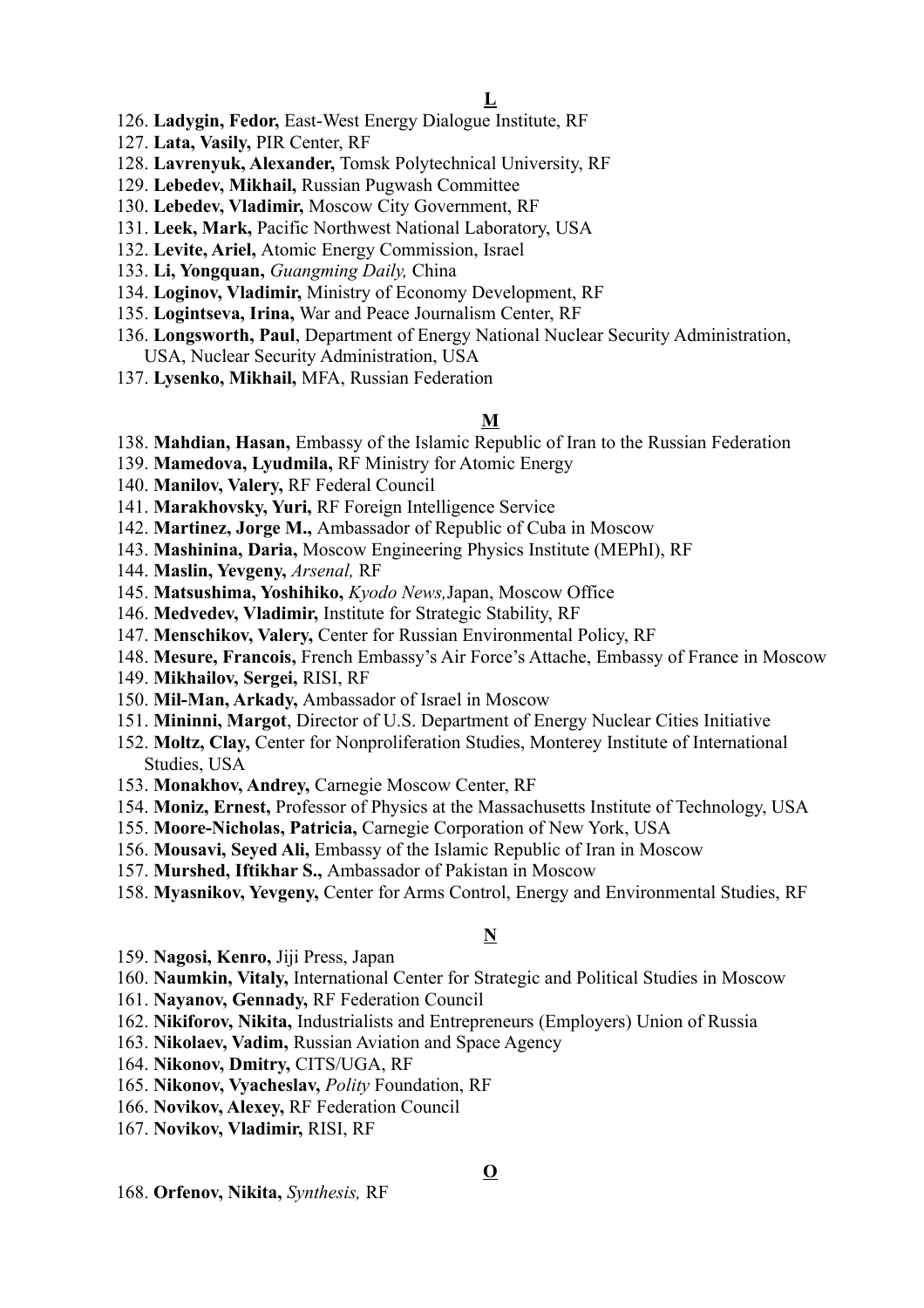**L**

126. **Ladygin, Fedor,** East-West Energy Dialogue Institute, RF
127. **Lata, Vasily,** PIR Center, RF
128. **Lavrenyuk, Alexander,** Tomsk Polytechnical University, RF
129. **Lebedev, Mikhail,** Russian Pugwash Committee
130. **Lebedev, Vladimir,** Moscow City Government, RF
131. **Leek, Mark,** Pacific Northwest National Laboratory, USA
132. **Levite, Ariel,** Atomic Energy Commission, Israel
133. **Li, Yongquan,** *Guangming Daily,* China
134. **Loginov, Vladimir,** Ministry of Economy Development, RF
135. **Logintseva, Irina,** War and Peace Journalism Center, RF
136. **Longsworth, Paul**, Department of Energy National Nuclear Security Administration, USA, Nuclear Security Administration, USA
137. **Lysenko, Mikhail,** MFA, Russian Federation

**M**

138. **Mahdian, Hasan,** Embassy of the Islamic Republic of Iran to the Russian Federation
139. **Mamedova, Lyudmila,** RF Ministry for Atomic Energy
140. **Manilov, Valery,** RF Federal Council
141. **Marakhovsky, Yuri,** RF Foreign Intelligence Service
142. **Martinez, Jorge M.,** Ambassador of Republic of Cuba in Moscow
143. **Mashinina, Daria,** Moscow Engineering Physics Institute (MEPhI), RF
144. **Maslin, Yevgeny,** *Arsenal,* RF
145. **Matsushima, Yoshihiko,** *Kyodo News,*Japan, Moscow Office
146. **Medvedev, Vladimir,** Institute for Strategic Stability, RF
147. **Menschikov, Valery,** Center for Russian Environmental Policy, RF
148. **Mesure, Francois,** French Embassy's Air Force's Attache, Embassy of France in Moscow
149. **Mikhailov, Sergei,** RISI, RF
150. **Mil-Man, Arkady,** Ambassador of Israel in Moscow
151. **Mininni, Margot**, Director of U.S. Department of Energy Nuclear Cities Initiative
152. **Moltz, Clay,** Center for Nonproliferation Studies, Monterey Institute of International Studies, USA
153. **Monakhov, Andrey,** Carnegie Moscow Center, RF
154. **Moniz, Ernest,** Professor of Physics at the Massachusetts Institute of Technology, USA
155. **Moore-Nicholas, Patricia,** Carnegie Corporation of New York, USA
156. **Mousavi, Seyed Ali,** Embassy of the Islamic Republic of Iran in Moscow
157. **Murshed, Iftikhar S.,** Ambassador of Pakistan in Moscow
158. **Myasnikov, Yevgeny,** Center for Arms Control, Energy and Environmental Studies, RF

**N**

159. **Nagosi, Kenro,** Jiji Press, Japan
160. **Naumkin, Vitaly,** International Center for Strategic and Political Studies in Moscow
161. **Nayanov, Gennady,** RF Federation Council
162. **Nikiforov, Nikita,** Industrialists and Entrepreneurs (Employers) Union of Russia
163. **Nikolaev, Vadim,** Russian Aviation and Space Agency
164. **Nikonov, Dmitry,** CITS/UGA, RF
165. **Nikonov, Vyacheslav,** *Polity* Foundation, RF
166. **Novikov, Alexey,** RF Federation Council
167. **Novikov, Vladimir,** RISI, RF

**O**

168. **Orfenov, Nikita,** *Synthesis,* RF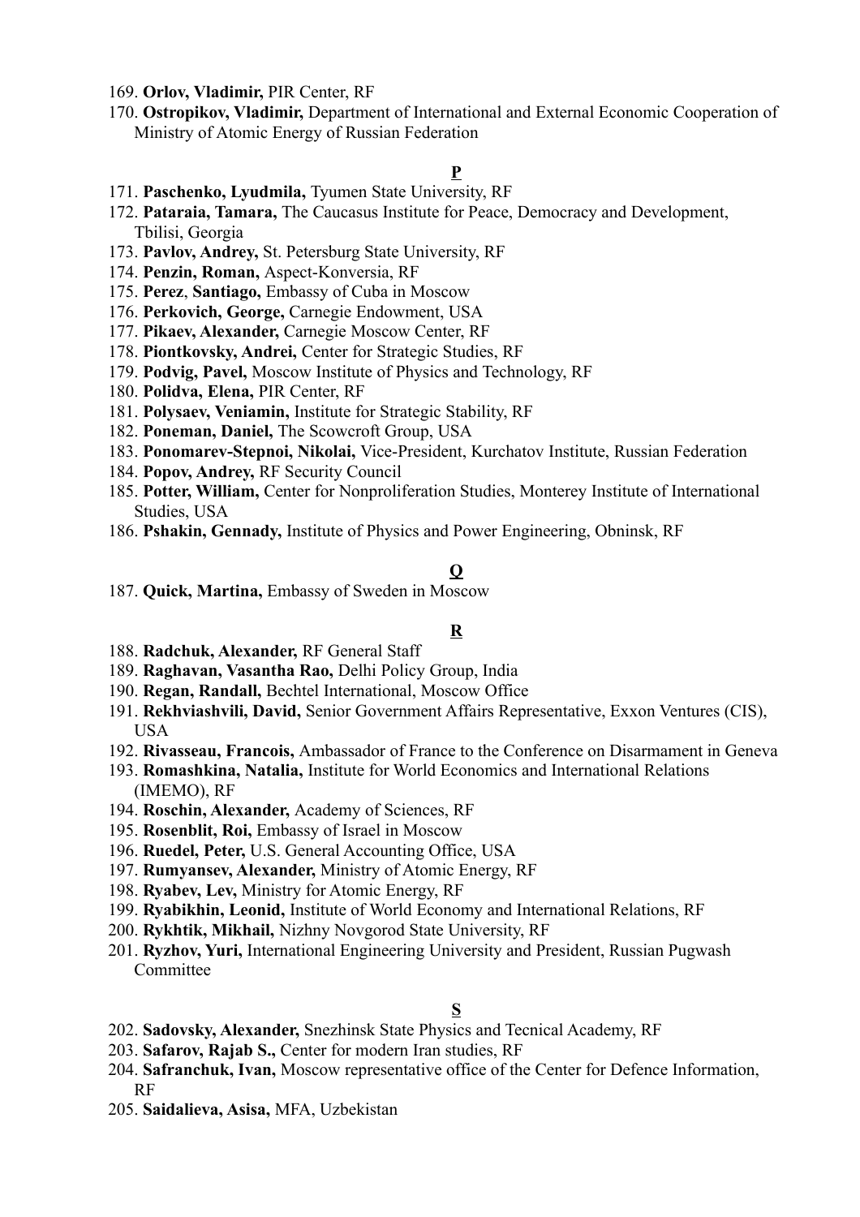169. **Orlov, Vladimir,** PIR Center, RF
170. **Ostropikov, Vladimir,** Department of International and External Economic Cooperation of Ministry of Atomic Energy of Russian Federation

**P**

171. **Paschenko, Lyudmila,** Tyumen State University, RF
172. **Pataraia, Tamara,** The Caucasus Institute for Peace, Democracy and Development, Tbilisi, Georgia
173. **Pavlov, Andrey,** St. Petersburg State University, RF
174. **Penzin, Roman,** Aspect-Konversia, RF
175. **Perez**, **Santiago,** Embassy of Cuba in Moscow
176. **Perkovich, George,** Carnegie Endowment, USA
177. **Pikaev, Alexander,** Carnegie Moscow Center, RF
178. **Piontkovsky, Andrei,** Center for Strategic Studies, RF
179. **Podvig, Pavel,** Moscow Institute of Physics and Technology, RF
180. **Polidva, Elena,** PIR Center, RF
181. **Polysaev, Veniamin,** Institute for Strategic Stability, RF
182. **Poneman, Daniel,** The Scowcroft Group, USA
183. **Ponomarev-Stepnoi, Nikolai,** Vice-President, Kurchatov Institute, Russian Federation
184. **Popov, Andrey,** RF Security Council
185. **Potter, William,** Center for Nonproliferation Studies, Monterey Institute of International Studies, USA
186. **Pshakin, Gennady,** Institute of Physics and Power Engineering, Obninsk, RF

**Q**

187. **Quick, Martina,** Embassy of Sweden in Moscow

**R**

188. **Radchuk, Alexander,** RF General Staff
189. **Raghavan, Vasantha Rao,** Delhi Policy Group, India
190. **Regan, Randall,** Bechtel International, Moscow Office
191. **Rekhviashvili, David,** Senior Government Affairs Representative, Exxon Ventures (CIS), USA
192. **Rivasseau, Francois,** Ambassador of France to the Conference on Disarmament in Geneva
193. **Romashkina, Natalia,** Institute for World Economics and International Relations (IMEMO), RF
194. **Roschin, Alexander,** Academy of Sciences, RF
195. **Rosenblit, Roi,** Embassy of Israel in Moscow
196. **Ruedel, Peter,** U.S. General Accounting Office, USA
197. **Rumyansev, Alexander,** Ministry of Atomic Energy, RF
198. **Ryabev, Lev,** Ministry for Atomic Energy, RF
199. **Ryabikhin, Leonid,** Institute of World Economy and International Relations, RF
200. **Rykhtik, Mikhail,** Nizhny Novgorod State University, RF
201. **Ryzhov, Yuri,** International Engineering University and President, Russian Pugwash Committee

**S**

202. **Sadovsky, Alexander,** Snezhinsk State Physics and Tecnical Academy, RF
203. **Safarov, Rajab S.,** Center for modern Iran studies, RF
204. **Safranchuk, Ivan,** Moscow representative office of the Center for Defence Information, RF
205. **Saidalieva, Asisa,** MFA, Uzbekistan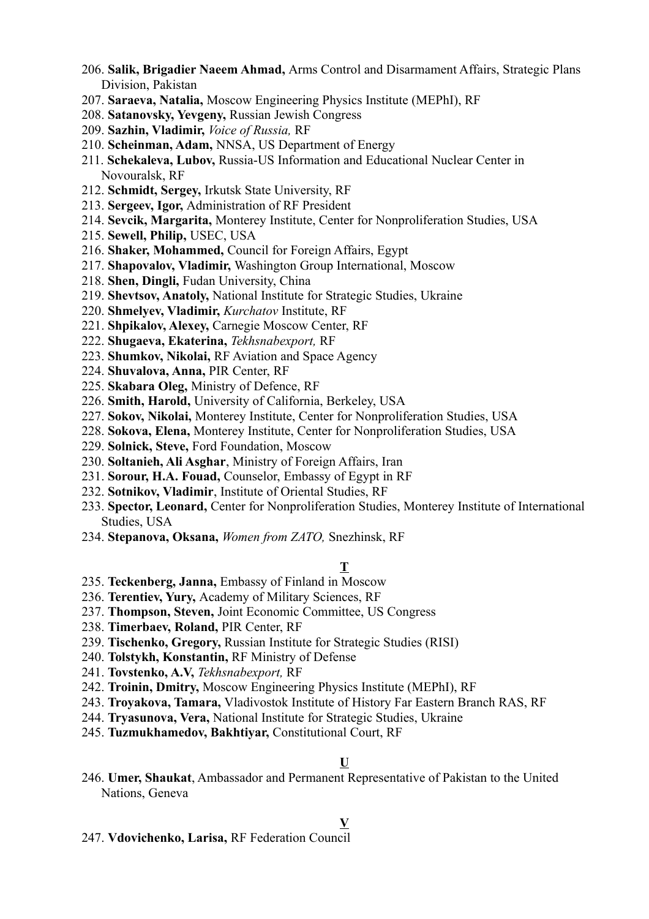206. **Salik, Brigadier Naeem Ahmad,** Arms Control and Disarmament Affairs, Strategic Plans Division, Pakistan
207. **Saraeva, Natalia,** Moscow Engineering Physics Institute (MEPhI), RF
208. **Satanovsky, Yevgeny,** Russian Jewish Congress
209. **Sazhin, Vladimir,** *Voice of Russia,* RF
210. **Scheinman, Adam,** NNSA, US Department of Energy
211. **Schekaleva, Lubov,** Russia-US Information and Educational Nuclear Center in Novouralsk, RF
212. **Schmidt, Sergey,** Irkutsk State University, RF
213. **Sergeev, Igor,** Administration of RF President
214. **Sevcik, Margarita,** Monterey Institute, Center for Nonproliferation Studies, USA
215. **Sewell, Philip,** USEC, USA
216. **Shaker, Mohammed,** Council for Foreign Affairs, Egypt
217. **Shapovalov, Vladimir,** Washington Group International, Moscow
218. **Shen, Dingli,** Fudan University, China
219. **Shevtsov, Anatoly,** National Institute for Strategic Studies, Ukraine
220. **Shmelyev, Vladimir,** *Kurchatov* Institute, RF
221. **Shpikalov, Alexey,** Carnegie Moscow Center, RF
222. **Shugaeva, Ekaterina,** *Tekhsnabexport,* RF
223. **Shumkov, Nikolai,** RF Aviation and Space Agency
224. **Shuvalova, Anna,** PIR Center, RF
225. **Skabara Oleg,** Ministry of Defence, RF
226. **Smith, Harold,** University of California, Berkeley, USA
227. **Sokov, Nikolai,** Monterey Institute, Center for Nonproliferation Studies, USA
228. **Sokova, Elena,** Monterey Institute, Center for Nonproliferation Studies, USA
229. **Solnick, Steve,** Ford Foundation, Moscow
230. **Soltanieh, Ali Asghar**, Ministry of Foreign Affairs, Iran
231. **Sorour, H.A. Fouad,** Counselor, Embassy of Egypt in RF
232. **Sotnikov, Vladimir**, Institute of Oriental Studies, RF
233. **Spector, Leonard,** Center for Nonproliferation Studies, Monterey Institute of International Studies, USA
234. **Stepanova, Oksana,** *Women from ZATO,* Snezhinsk, RF

**T**

235. **Teckenberg, Janna,** Embassy of Finland in Moscow
236. **Terentiev, Yury,** Academy of Military Sciences, RF
237. **Thompson, Steven,** Joint Economic Committee, US Congress
238. **Timerbaev, Roland,** PIR Center, RF
239. **Tischenko, Gregory,** Russian Institute for Strategic Studies (RISI)
240. **Tolstykh, Konstantin,** RF Ministry of Defense
241. **Tovstenko, A.V,** *Tekhsnabexport,* RF
242. **Troinin, Dmitry,** Moscow Engineering Physics Institute (MEPhI), RF
243. **Troyakova, Tamara,** Vladivostok Institute of History Far Eastern Branch RAS, RF
244. **Tryasunova, Vera,** National Institute for Strategic Studies, Ukraine
245. **Tuzmukhamedov, Bakhtiyar,** Constitutional Court, RF

**U**

246. **Umer, Shaukat**, Ambassador and Permanent Representative of Pakistan to the United Nations, Geneva

**V**

247. **Vdovichenko, Larisa,** RF Federation Council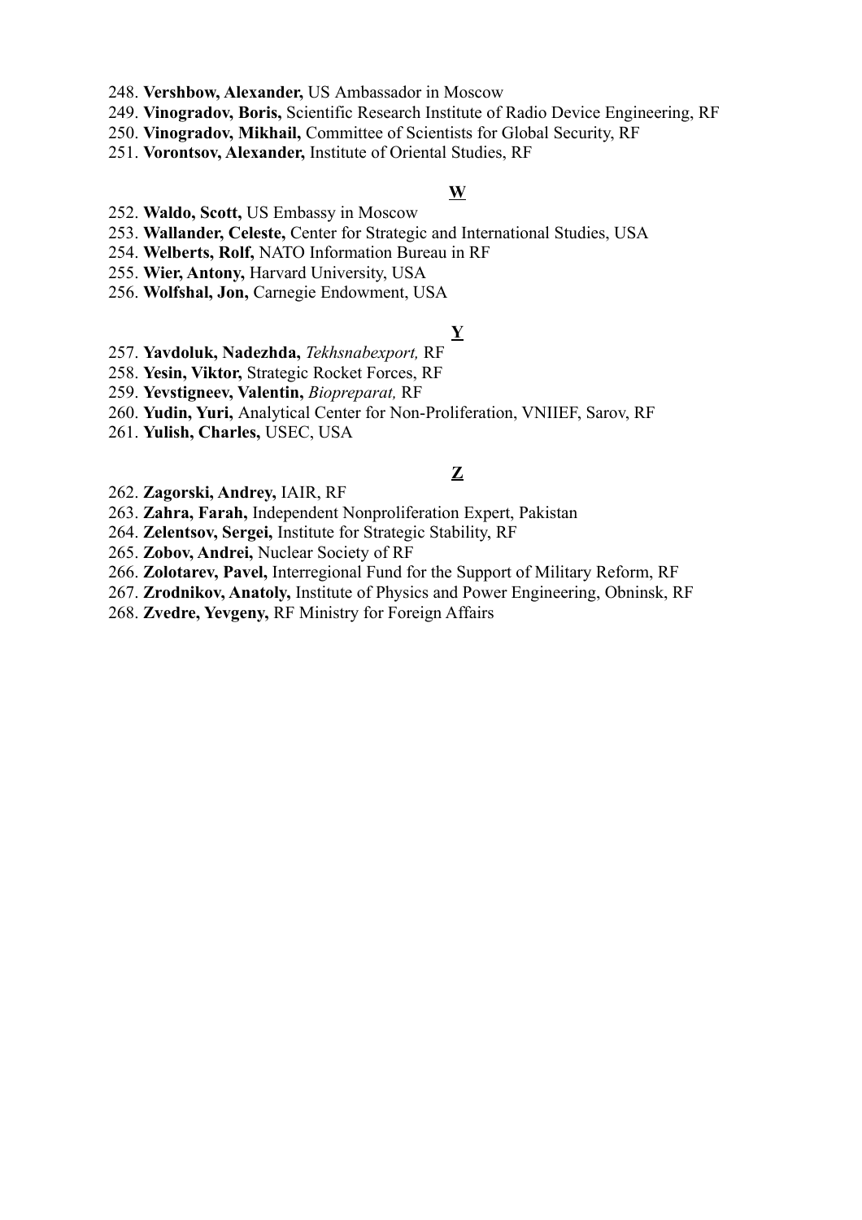248. **Vershbow, Alexander,** US Ambassador in Moscow
249. **Vinogradov, Boris,** Scientific Research Institute of Radio Device Engineering, RF
250. **Vinogradov, Mikhail,** Committee of Scientists for Global Security, RF
251. **Vorontsov, Alexander,** Institute of Oriental Studies, RF

**W**

252. **Waldo, Scott,** US Embassy in Moscow
253. **Wallander, Celeste,** Center for Strategic and International Studies, USA
254. **Welberts, Rolf,** NATO Information Bureau in RF
255. **Wier, Antony,** Harvard University, USA
256. **Wolfshal, Jon,** Carnegie Endowment, USA

**Y**

257. **Yavdoluk, Nadezhda,** *Tekhsnabexport,* RF
258. **Yesin, Viktor,** Strategic Rocket Forces, RF
259. **Yevstigneev, Valentin,** *Biopreparat,* RF
260. **Yudin, Yuri,** Analytical Center for Non-Proliferation, VNIIEF, Sarov, RF
261. **Yulish, Charles,** USEC, USA

**Z**

262. **Zagorski, Andrey,** IAIR, RF
263. **Zahra, Farah,** Independent Nonproliferation Expert, Pakistan
264. **Zelentsov, Sergei,** Institute for Strategic Stability, RF
265. **Zobov, Andrei,** Nuclear Society of RF
266. **Zolotarev, Pavel,** Interregional Fund for the Support of Military Reform, RF
267. **Zrodnikov, Anatoly,** Institute of Physics and Power Engineering, Obninsk, RF
268. **Zvedre, Yevgeny,** RF Ministry for Foreign Affairs